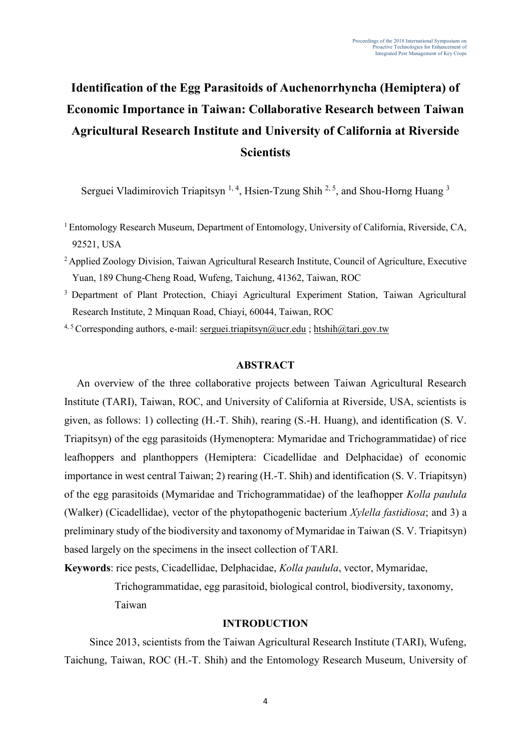# Identification of the Egg Parasitoids of Auchenorrhyncha (Hemiptera) of Economic Importance in Taiwan: Collaborative Research between Taiwan Agricultural Research Institute and University of California at Riverside Scientists

Serguei Vladimirovich Triapitsyn [1, 4], Hsien-Tzung Shih [2, 5], and Shou-Horng Huang [3]

[1] Entomology Research Museum, Department of Entomology, University of California, Riverside, CA, 92521, USA

[2] Applied Zoology Division, Taiwan Agricultural Research Institute, Council of Agriculture, Executive Yuan, 189 Chung-Cheng Road, Wufeng, Taichung, 41362, Taiwan, ROC

[3] Department of Plant Protection, Chiayi Agricultural Experiment Station, Taiwan Agricultural Research Institute, 2 Minquan Road, Chiayi, 60044, Taiwan, ROC

[4, 5] Corresponding authors, e-mail: serguei.triapitsyn@ucr.edu ; htshih@tari.gov.tw

## ABSTRACT

An overview of the three collaborative projects between Taiwan Agricultural Research Institute (TARI), Taiwan, ROC, and University of California at Riverside, USA, scientists is given, as follows: 1) collecting (H.-T. Shih), rearing (S.-H. Huang), and identification (S. V. Triapitsyn) of the egg parasitoids (Hymenoptera: Mymaridae and Trichogrammatidae) of rice leafhoppers and planthoppers (Hemiptera: Cicadellidae and Delphacidae) of economic importance in west central Taiwan; 2) rearing (H.-T. Shih) and identification (S. V. Triapitsyn) of the egg parasitoids (Mymaridae and Trichogrammatidae) of the leafhopper *Kolla paulula* (Walker) (Cicadellidae), vector of the phytopathogenic bacterium *Xylella fastidiosa*; and 3) a preliminary study of the biodiversity and taxonomy of Mymaridae in Taiwan (S. V. Triapitsyn) based largely on the specimens in the insect collection of TARI.

**Keywords**: rice pests, Cicadellidae, Delphacidae, *Kolla paulula*, vector, Mymaridae, Trichogrammatidae, egg parasitoid, biological control, biodiversity, taxonomy, Taiwan

## INTRODUCTION

Since 2013, scientists from the Taiwan Agricultural Research Institute (TARI), Wufeng, Taichung, Taiwan, ROC (H.-T. Shih) and the Entomology Research Museum, University of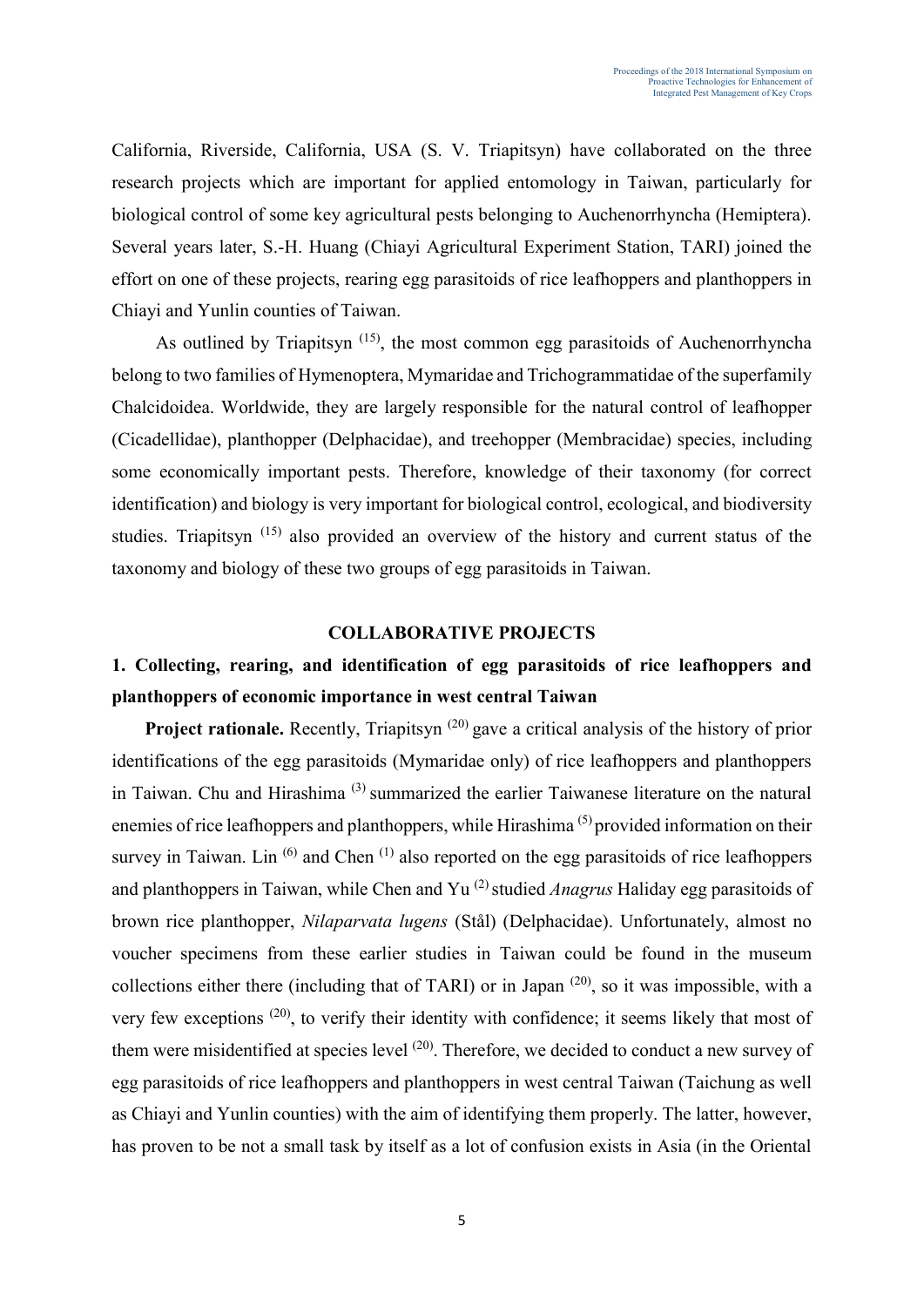California, Riverside, California, USA (S. V. Triapitsyn) have collaborated on the three research projects which are important for applied entomology in Taiwan, particularly for biological control of some key agricultural pests belonging to Auchenorrhyncha (Hemiptera). Several years later, S.-H. Huang (Chiayi Agricultural Experiment Station, TARI) joined the effort on one of these projects, rearing egg parasitoids of rice leafhoppers and planthoppers in Chiayi and Yunlin counties of Taiwan.

As outlined by Triapitsyn [15], the most common egg parasitoids of Auchenorrhyncha belong to two families of Hymenoptera, Mymaridae and Trichogrammatidae of the superfamily Chalcidoidea. Worldwide, they are largely responsible for the natural control of leafhopper (Cicadellidae), planthopper (Delphacidae), and treehopper (Membracidae) species, including some economically important pests. Therefore, knowledge of their taxonomy (for correct identification) and biology is very important for biological control, ecological, and biodiversity studies. Triapitsyn [15] also provided an overview of the history and current status of the taxonomy and biology of these two groups of egg parasitoids in Taiwan.

## COLLABORATIVE PROJECTS

### 1. Collecting, rearing, and identification of egg parasitoids of rice leafhoppers and planthoppers of economic importance in west central Taiwan

**Project rationale.** Recently, Triapitsyn [20] gave a critical analysis of the history of prior identifications of the egg parasitoids (Mymaridae only) of rice leafhoppers and planthoppers in Taiwan. Chu and Hirashima [3] summarized the earlier Taiwanese literature on the natural enemies of rice leafhoppers and planthoppers, while Hirashima [5] provided information on their survey in Taiwan. Lin [6] and Chen [1] also reported on the egg parasitoids of rice leafhoppers and planthoppers in Taiwan, while Chen and Yu [2] studied *Anagrus* Haliday egg parasitoids of brown rice planthopper, *Nilaparvata lugens* (Stål) (Delphacidae). Unfortunately, almost no voucher specimens from these earlier studies in Taiwan could be found in the museum collections either there (including that of TARI) or in Japan [20], so it was impossible, with a very few exceptions [20], to verify their identity with confidence; it seems likely that most of them were misidentified at species level [20]. Therefore, we decided to conduct a new survey of egg parasitoids of rice leafhoppers and planthoppers in west central Taiwan (Taichung as well as Chiayi and Yunlin counties) with the aim of identifying them properly. The latter, however, has proven to be not a small task by itself as a lot of confusion exists in Asia (in the Oriental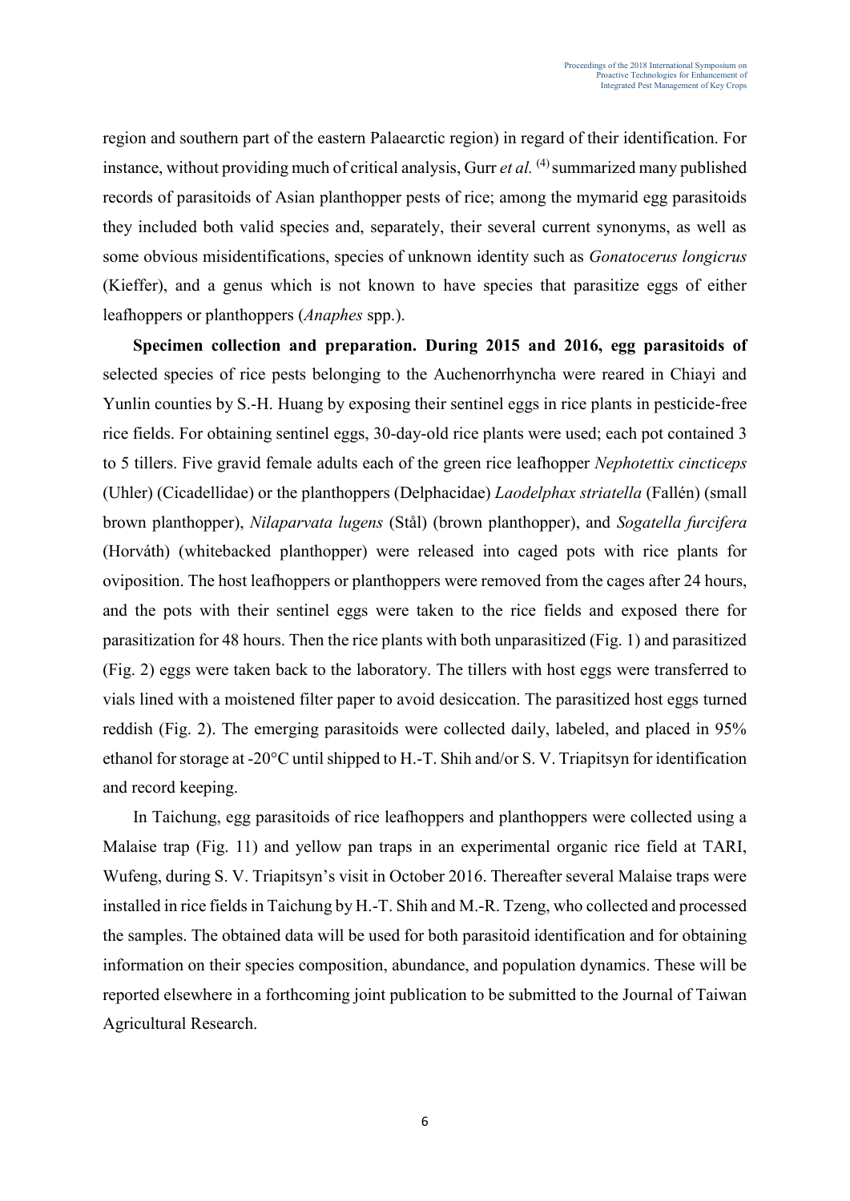region and southern part of the eastern Palaearctic region) in regard of their identification. For instance, without providing much of critical analysis, Gurr *et al.* [4] summarized many published records of parasitoids of Asian planthopper pests of rice; among the mymarid egg parasitoids they included both valid species and, separately, their several current synonyms, as well as some obvious misidentifications, species of unknown identity such as *Gonatocerus longicrus* (Kieffer), and a genus which is not known to have species that parasitize eggs of either leafhoppers or planthoppers (*Anaphes* spp.).

**Specimen collection and preparation. During 2015 and 2016, egg parasitoids of** selected species of rice pests belonging to the Auchenorrhyncha were reared in Chiayi and Yunlin counties by S.-H. Huang by exposing their sentinel eggs in rice plants in pesticide-free rice fields. For obtaining sentinel eggs, 30-day-old rice plants were used; each pot contained 3 to 5 tillers. Five gravid female adults each of the green rice leafhopper *Nephotettix cincticeps* (Uhler) (Cicadellidae) or the planthoppers (Delphacidae) *Laodelphax striatella* (Fallén) (small brown planthopper), *Nilaparvata lugens* (Stål) (brown planthopper), and *Sogatella furcifera* (Horváth) (whitebacked planthopper) were released into caged pots with rice plants for oviposition. The host leafhoppers or planthoppers were removed from the cages after 24 hours, and the pots with their sentinel eggs were taken to the rice fields and exposed there for parasitization for 48 hours. Then the rice plants with both unparasitized (Fig. 1) and parasitized (Fig. 2) eggs were taken back to the laboratory. The tillers with host eggs were transferred to vials lined with a moistened filter paper to avoid desiccation. The parasitized host eggs turned reddish (Fig. 2). The emerging parasitoids were collected daily, labeled, and placed in 95% ethanol for storage at -20°C until shipped to H.-T. Shih and/or S. V. Triapitsyn for identification and record keeping.

In Taichung, egg parasitoids of rice leafhoppers and planthoppers were collected using a Malaise trap (Fig. 11) and yellow pan traps in an experimental organic rice field at TARI, Wufeng, during S. V. Triapitsyn's visit in October 2016. Thereafter several Malaise traps were installed in rice fields in Taichung by H.-T. Shih and M.-R. Tzeng, who collected and processed the samples. The obtained data will be used for both parasitoid identification and for obtaining information on their species composition, abundance, and population dynamics. These will be reported elsewhere in a forthcoming joint publication to be submitted to the Journal of Taiwan Agricultural Research.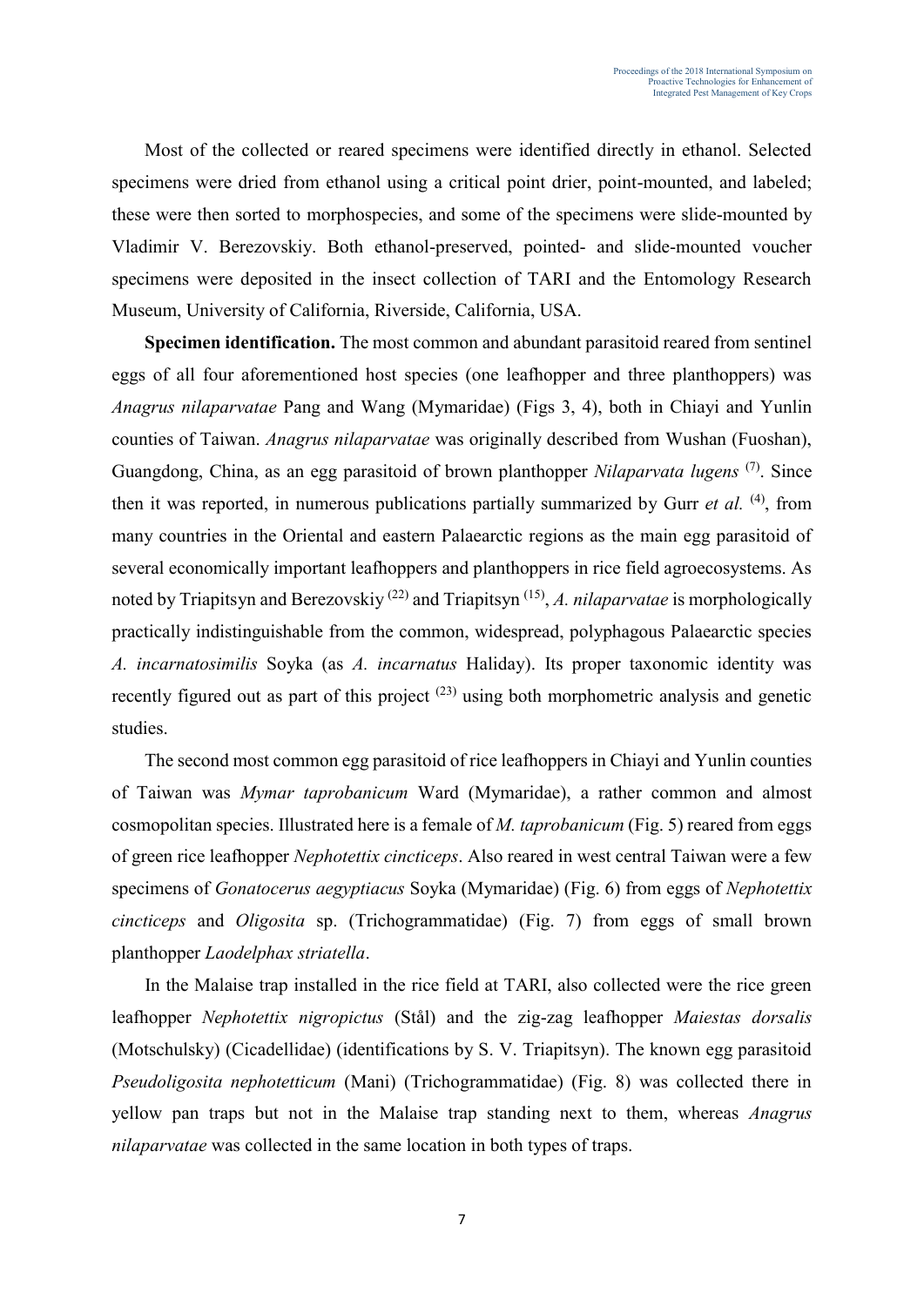Most of the collected or reared specimens were identified directly in ethanol. Selected specimens were dried from ethanol using a critical point drier, point-mounted, and labeled; these were then sorted to morphospecies, and some of the specimens were slide-mounted by Vladimir V. Berezovskiy. Both ethanol-preserved, pointed- and slide-mounted voucher specimens were deposited in the insect collection of TARI and the Entomology Research Museum, University of California, Riverside, California, USA.

**Specimen identification.** The most common and abundant parasitoid reared from sentinel eggs of all four aforementioned host species (one leafhopper and three planthoppers) was *Anagrus nilaparvatae* Pang and Wang (Mymaridae) (Figs 3, 4), both in Chiayi and Yunlin counties of Taiwan. *Anagrus nilaparvatae* was originally described from Wushan (Fuoshan), Guangdong, China, as an egg parasitoid of brown planthopper *Nilaparvata lugens* [7]. Since then it was reported, in numerous publications partially summarized by Gurr *et al.* [4], from many countries in the Oriental and eastern Palaearctic regions as the main egg parasitoid of several economically important leafhoppers and planthoppers in rice field agroecosystems. As noted by Triapitsyn and Berezovskiy [22] and Triapitsyn [15], *A. nilaparvatae* is morphologically practically indistinguishable from the common, widespread, polyphagous Palaearctic species *A. incarnatosimilis* Soyka (as *A. incarnatus* Haliday). Its proper taxonomic identity was recently figured out as part of this project [23] using both morphometric analysis and genetic studies.

The second most common egg parasitoid of rice leafhoppers in Chiayi and Yunlin counties of Taiwan was *Mymar taprobanicum* Ward (Mymaridae), a rather common and almost cosmopolitan species. Illustrated here is a female of *M. taprobanicum* (Fig. 5) reared from eggs of green rice leafhopper *Nephotettix cincticeps*. Also reared in west central Taiwan were a few specimens of *Gonatocerus aegyptiacus* Soyka (Mymaridae) (Fig. 6) from eggs of *Nephotettix cincticeps* and *Oligosita* sp. (Trichogrammatidae) (Fig. 7) from eggs of small brown planthopper *Laodelphax striatella*.

In the Malaise trap installed in the rice field at TARI, also collected were the rice green leafhopper *Nephotettix nigropictus* (Stål) and the zig-zag leafhopper *Maiestas dorsalis* (Motschulsky) (Cicadellidae) (identifications by S. V. Triapitsyn). The known egg parasitoid *Pseudoligosita nephotetticum* (Mani) (Trichogrammatidae) (Fig. 8) was collected there in yellow pan traps but not in the Malaise trap standing next to them, whereas *Anagrus nilaparvatae* was collected in the same location in both types of traps.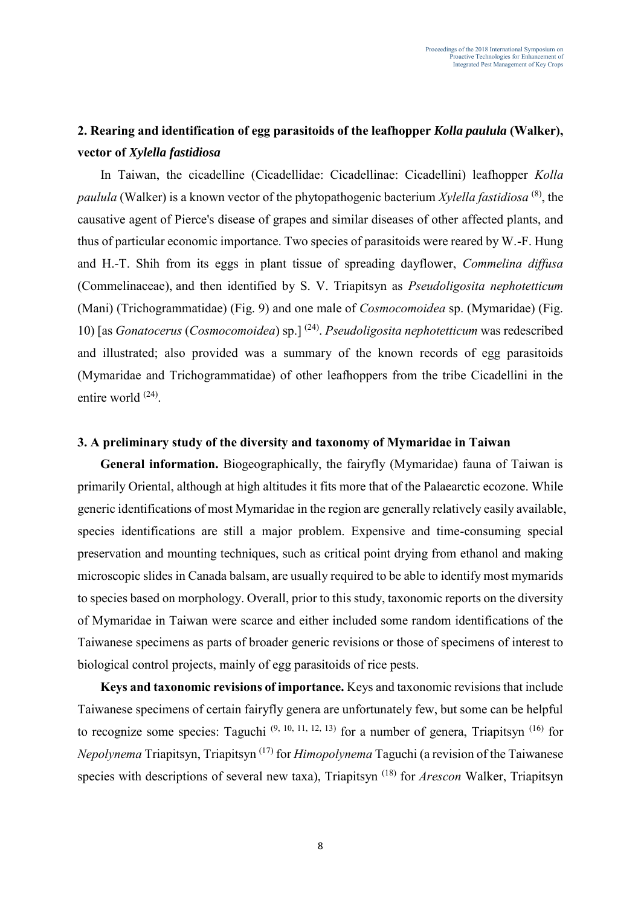## 2. Rearing and identification of egg parasitoids of the leafhopper *Kolla paulula* (Walker), vector of *Xylella fastidiosa*

In Taiwan, the cicadelline (Cicadellidae: Cicadellinae: Cicadellini) leafhopper *Kolla paulula* (Walker) is a known vector of the phytopathogenic bacterium *Xylella fastidiosa* [8], the causative agent of Pierce's disease of grapes and similar diseases of other affected plants, and thus of particular economic importance. Two species of parasitoids were reared by W.-F. Hung and H.-T. Shih from its eggs in plant tissue of spreading dayflower, *Commelina diffusa* (Commelinaceae), and then identified by S. V. Triapitsyn as *Pseudoligosita nephotetticum* (Mani) (Trichogrammatidae) (Fig. 9) and one male of *Cosmocomoidea* sp. (Mymaridae) (Fig. 10) [as *Gonatocerus* (*Cosmocomoidea*) sp.] [24]. *Pseudoligosita nephotetticum* was redescribed and illustrated; also provided was a summary of the known records of egg parasitoids (Mymaridae and Trichogrammatidae) of other leafhoppers from the tribe Cicadellini in the entire world [24].

## 3. A preliminary study of the diversity and taxonomy of Mymaridae in Taiwan

**General information.** Biogeographically, the fairyfly (Mymaridae) fauna of Taiwan is primarily Oriental, although at high altitudes it fits more that of the Palaearctic ecozone. While generic identifications of most Mymaridae in the region are generally relatively easily available, species identifications are still a major problem. Expensive and time-consuming special preservation and mounting techniques, such as critical point drying from ethanol and making microscopic slides in Canada balsam, are usually required to be able to identify most mymarids to species based on morphology. Overall, prior to this study, taxonomic reports on the diversity of Mymaridae in Taiwan were scarce and either included some random identifications of the Taiwanese specimens as parts of broader generic revisions or those of specimens of interest to biological control projects, mainly of egg parasitoids of rice pests.

**Keys and taxonomic revisions of importance.** Keys and taxonomic revisions that include Taiwanese specimens of certain fairyfly genera are unfortunately few, but some can be helpful to recognize some species: Taguchi [9, 10, 11, 12, 13] for a number of genera, Triapitsyn [16] for *Nepolynema* Triapitsyn, Triapitsyn [17] for *Himopolynema* Taguchi (a revision of the Taiwanese species with descriptions of several new taxa), Triapitsyn [18] for *Arescon* Walker, Triapitsyn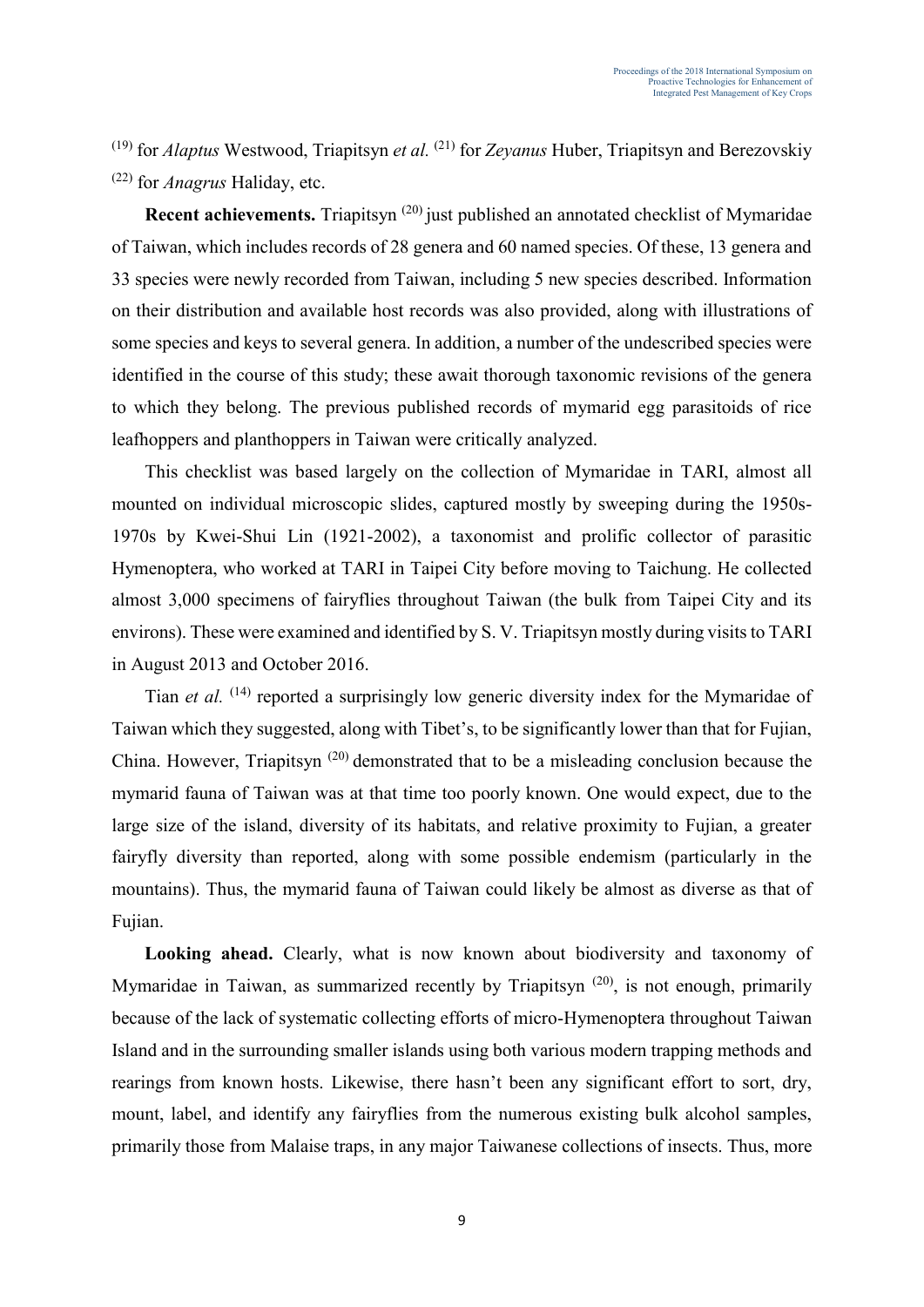[19] for *Alaptus* Westwood, Triapitsyn *et al.* [21] for *Zeyanus* Huber, Triapitsyn and Berezovskiy [22] for *Anagrus* Haliday, etc.

**Recent achievements.** Triapitsyn [20] just published an annotated checklist of Mymaridae of Taiwan, which includes records of 28 genera and 60 named species. Of these, 13 genera and 33 species were newly recorded from Taiwan, including 5 new species described. Information on their distribution and available host records was also provided, along with illustrations of some species and keys to several genera. In addition, a number of the undescribed species were identified in the course of this study; these await thorough taxonomic revisions of the genera to which they belong. The previous published records of mymarid egg parasitoids of rice leafhoppers and planthoppers in Taiwan were critically analyzed.

This checklist was based largely on the collection of Mymaridae in TARI, almost all mounted on individual microscopic slides, captured mostly by sweeping during the 1950s-1970s by Kwei-Shui Lin (1921-2002), a taxonomist and prolific collector of parasitic Hymenoptera, who worked at TARI in Taipei City before moving to Taichung. He collected almost 3,000 specimens of fairyflies throughout Taiwan (the bulk from Taipei City and its environs). These were examined and identified by S. V. Triapitsyn mostly during visits to TARI in August 2013 and October 2016.

Tian *et al.* [14] reported a surprisingly low generic diversity index for the Mymaridae of Taiwan which they suggested, along with Tibet's, to be significantly lower than that for Fujian, China. However, Triapitsyn [20] demonstrated that to be a misleading conclusion because the mymarid fauna of Taiwan was at that time too poorly known. One would expect, due to the large size of the island, diversity of its habitats, and relative proximity to Fujian, a greater fairyfly diversity than reported, along with some possible endemism (particularly in the mountains). Thus, the mymarid fauna of Taiwan could likely be almost as diverse as that of Fujian.

**Looking ahead.** Clearly, what is now known about biodiversity and taxonomy of Mymaridae in Taiwan, as summarized recently by Triapitsyn [20], is not enough, primarily because of the lack of systematic collecting efforts of micro-Hymenoptera throughout Taiwan Island and in the surrounding smaller islands using both various modern trapping methods and rearings from known hosts. Likewise, there hasn't been any significant effort to sort, dry, mount, label, and identify any fairyflies from the numerous existing bulk alcohol samples, primarily those from Malaise traps, in any major Taiwanese collections of insects. Thus, more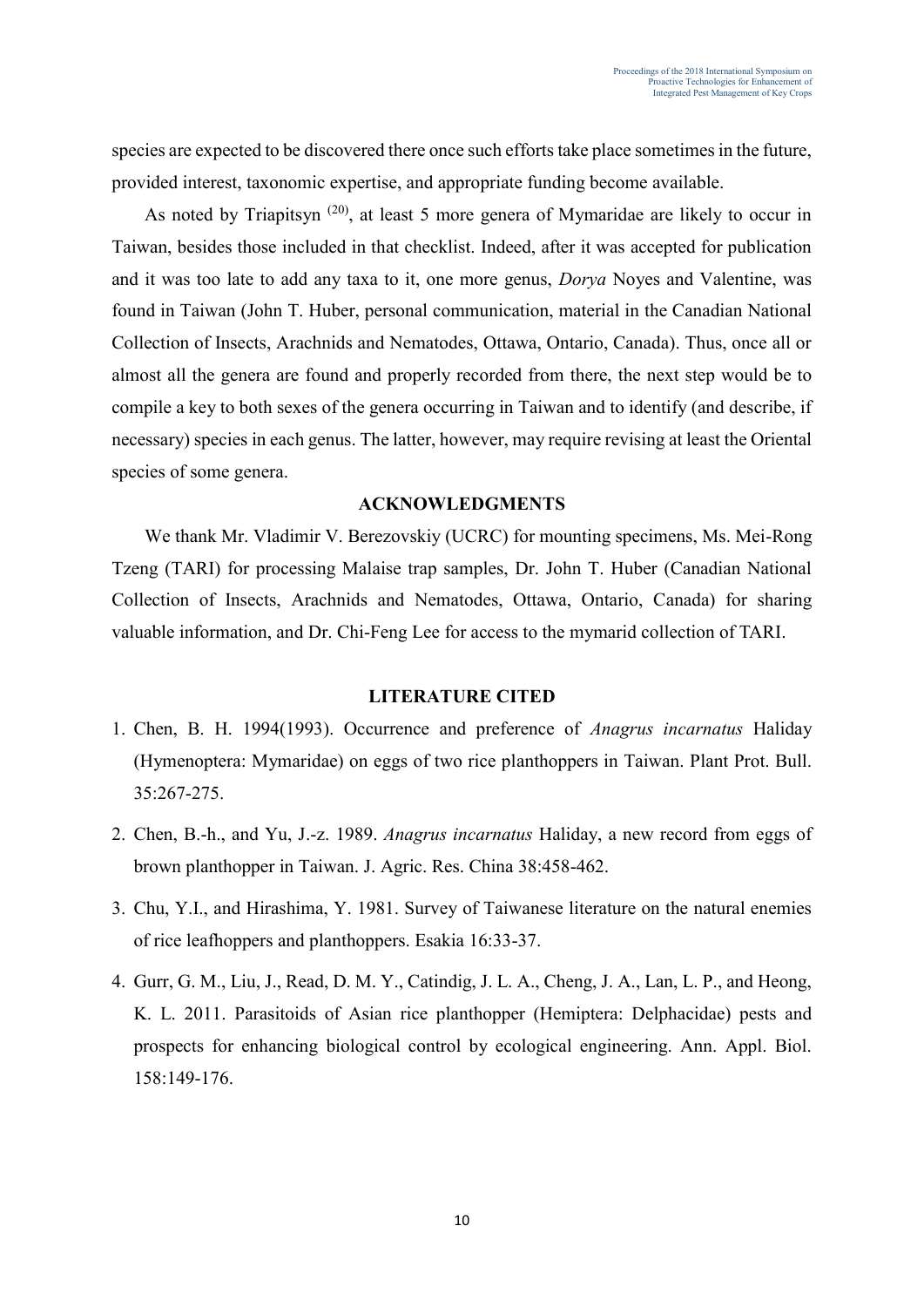species are expected to be discovered there once such efforts take place sometimes in the future, provided interest, taxonomic expertise, and appropriate funding become available.

As noted by Triapitsyn [20], at least 5 more genera of Mymaridae are likely to occur in Taiwan, besides those included in that checklist. Indeed, after it was accepted for publication and it was too late to add any taxa to it, one more genus, *Dorya* Noyes and Valentine, was found in Taiwan (John T. Huber, personal communication, material in the Canadian National Collection of Insects, Arachnids and Nematodes, Ottawa, Ontario, Canada). Thus, once all or almost all the genera are found and properly recorded from there, the next step would be to compile a key to both sexes of the genera occurring in Taiwan and to identify (and describe, if necessary) species in each genus. The latter, however, may require revising at least the Oriental species of some genera.

## ACKNOWLEDGMENTS

We thank Mr. Vladimir V. Berezovskiy (UCRC) for mounting specimens, Ms. Mei-Rong Tzeng (TARI) for processing Malaise trap samples, Dr. John T. Huber (Canadian National Collection of Insects, Arachnids and Nematodes, Ottawa, Ontario, Canada) for sharing valuable information, and Dr. Chi-Feng Lee for access to the mymarid collection of TARI.

## LITERATURE CITED

1. Chen, B. H. 1994(1993). Occurrence and preference of *Anagrus incarnatus* Haliday (Hymenoptera: Mymaridae) on eggs of two rice planthoppers in Taiwan. Plant Prot. Bull. 35:267-275.
2. Chen, B.-h., and Yu, J.-z. 1989. *Anagrus incarnatus* Haliday, a new record from eggs of brown planthopper in Taiwan. J. Agric. Res. China 38:458-462.
3. Chu, Y.I., and Hirashima, Y. 1981. Survey of Taiwanese literature on the natural enemies of rice leafhoppers and planthoppers. Esakia 16:33-37.
4. Gurr, G. M., Liu, J., Read, D. M. Y., Catindig, J. L. A., Cheng, J. A., Lan, L. P., and Heong, K. L. 2011. Parasitoids of Asian rice planthopper (Hemiptera: Delphacidae) pests and prospects for enhancing biological control by ecological engineering. Ann. Appl. Biol. 158:149-176.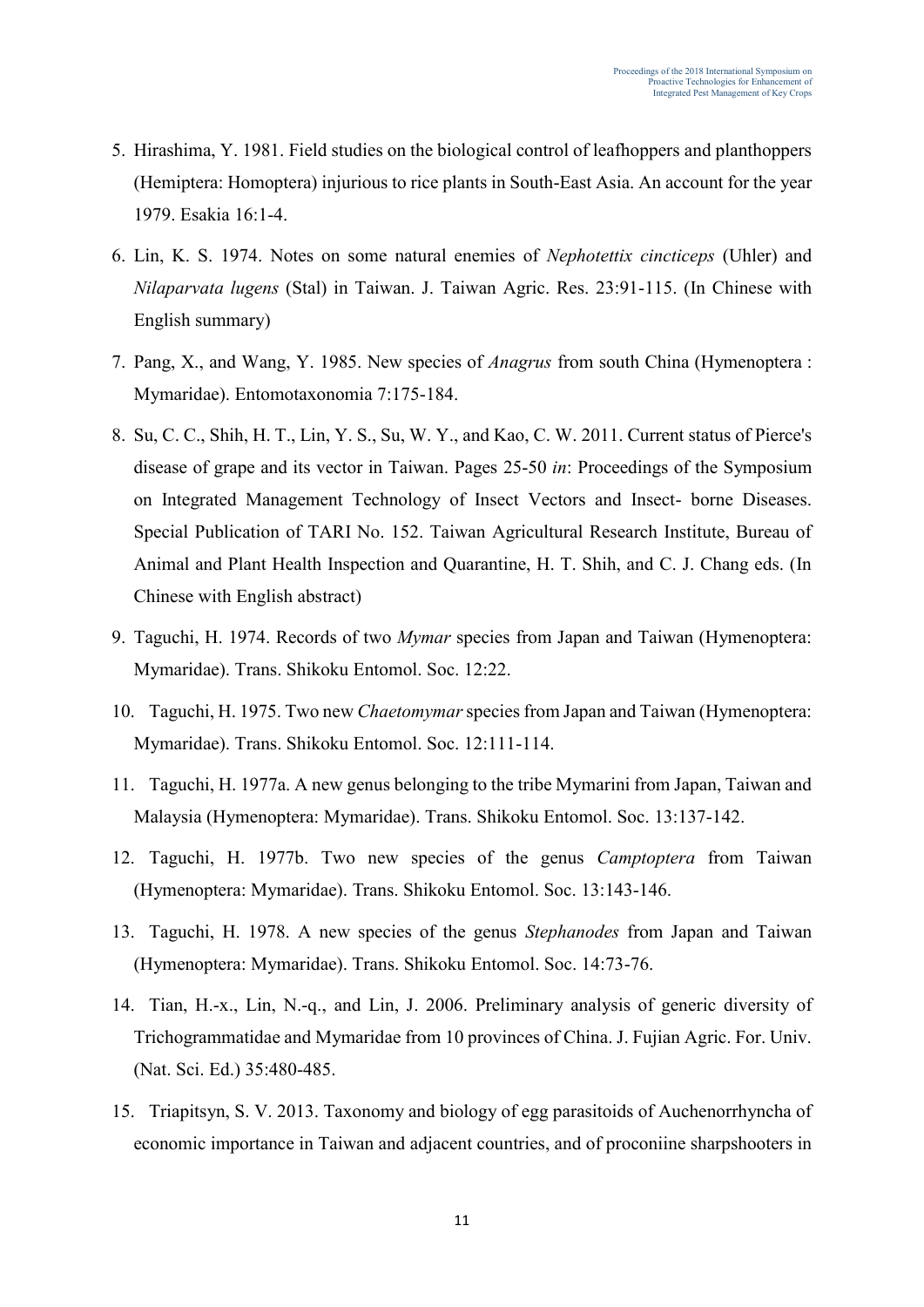5. Hirashima, Y. 1981. Field studies on the biological control of leafhoppers and planthoppers (Hemiptera: Homoptera) injurious to rice plants in South-East Asia. An account for the year 1979. Esakia 16:1-4.
6. Lin, K. S. 1974. Notes on some natural enemies of *Nephotettix cincticeps* (Uhler) and *Nilaparvata lugens* (Stal) in Taiwan. J. Taiwan Agric. Res. 23:91-115. (In Chinese with English summary)
7. Pang, X., and Wang, Y. 1985. New species of *Anagrus* from south China (Hymenoptera : Mymaridae). Entomotaxonomia 7:175-184.
8. Su, C. C., Shih, H. T., Lin, Y. S., Su, W. Y., and Kao, C. W. 2011. Current status of Pierce's disease of grape and its vector in Taiwan. Pages 25-50 *in*: Proceedings of the Symposium on Integrated Management Technology of Insect Vectors and Insect- borne Diseases. Special Publication of TARI No. 152. Taiwan Agricultural Research Institute, Bureau of Animal and Plant Health Inspection and Quarantine, H. T. Shih, and C. J. Chang eds. (In Chinese with English abstract)
9. Taguchi, H. 1974. Records of two *Mymar* species from Japan and Taiwan (Hymenoptera: Mymaridae). Trans. Shikoku Entomol. Soc. 12:22.
10. Taguchi, H. 1975. Two new *Chaetomymar* species from Japan and Taiwan (Hymenoptera: Mymaridae). Trans. Shikoku Entomol. Soc. 12:111-114.
11. Taguchi, H. 1977a. A new genus belonging to the tribe Mymarini from Japan, Taiwan and Malaysia (Hymenoptera: Mymaridae). Trans. Shikoku Entomol. Soc. 13:137-142.
12. Taguchi, H. 1977b. Two new species of the genus *Camptoptera* from Taiwan (Hymenoptera: Mymaridae). Trans. Shikoku Entomol. Soc. 13:143-146.
13. Taguchi, H. 1978. A new species of the genus *Stephanodes* from Japan and Taiwan (Hymenoptera: Mymaridae). Trans. Shikoku Entomol. Soc. 14:73-76.
14. Tian, H.-x., Lin, N.-q., and Lin, J. 2006. Preliminary analysis of generic diversity of Trichogrammatidae and Mymaridae from 10 provinces of China. J. Fujian Agric. For. Univ. (Nat. Sci. Ed.) 35:480-485.
15. Triapitsyn, S. V. 2013. Taxonomy and biology of egg parasitoids of Auchenorrhyncha of economic importance in Taiwan and adjacent countries, and of proconiine sharpshooters in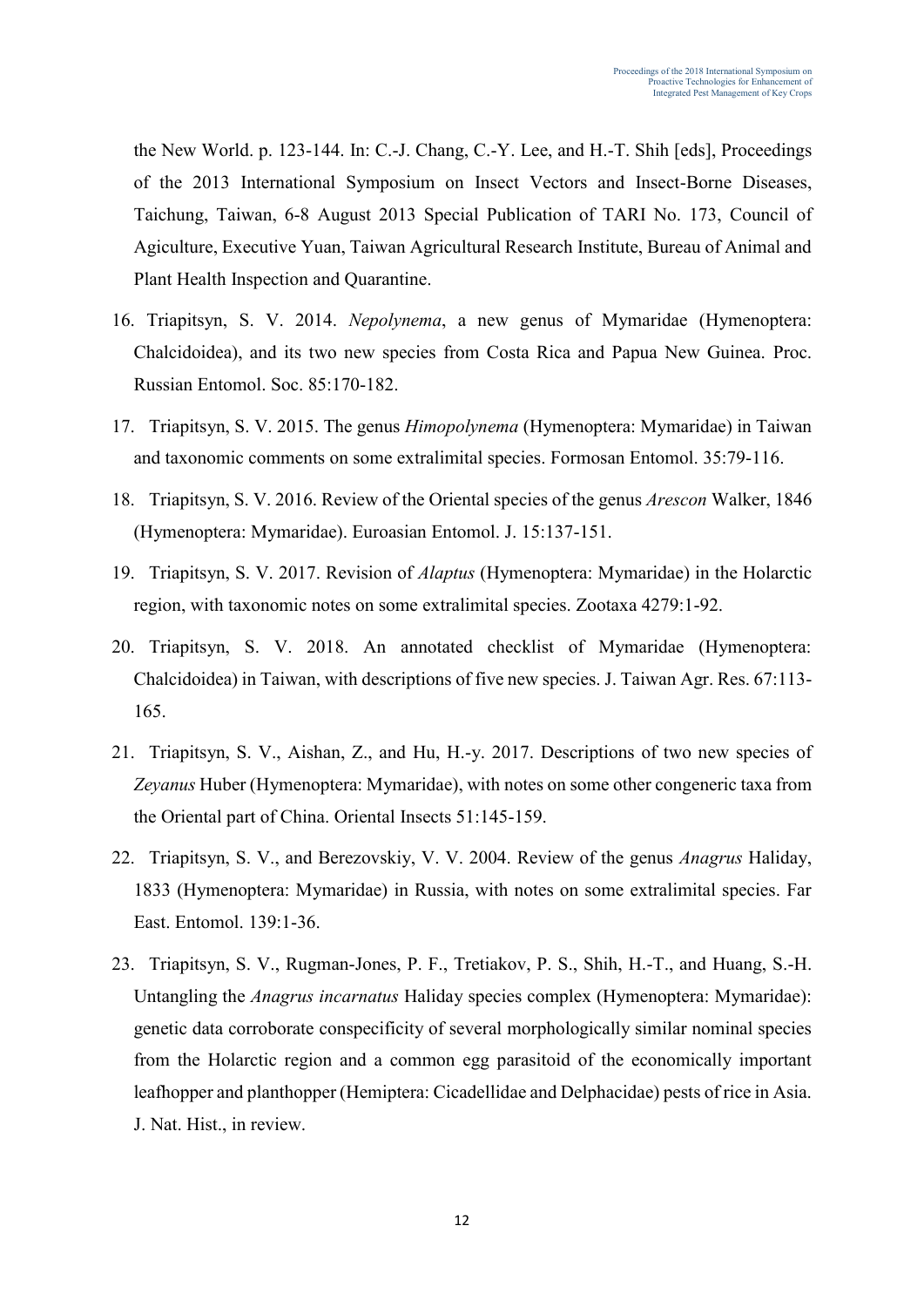the New World. p. 123-144. In: C.-J. Chang, C.-Y. Lee, and H.-T. Shih [eds], Proceedings of the 2013 International Symposium on Insect Vectors and Insect-Borne Diseases, Taichung, Taiwan, 6-8 August 2013 Special Publication of TARI No. 173, Council of Agiculture, Executive Yuan, Taiwan Agricultural Research Institute, Bureau of Animal and Plant Health Inspection and Quarantine.

16. Triapitsyn, S. V. 2014. *Nepolynema*, a new genus of Mymaridae (Hymenoptera: Chalcidoidea), and its two new species from Costa Rica and Papua New Guinea. Proc. Russian Entomol. Soc. 85:170-182.
17. Triapitsyn, S. V. 2015. The genus *Himopolynema* (Hymenoptera: Mymaridae) in Taiwan and taxonomic comments on some extralimital species. Formosan Entomol. 35:79-116.
18. Triapitsyn, S. V. 2016. Review of the Oriental species of the genus *Arescon* Walker, 1846 (Hymenoptera: Mymaridae). Euroasian Entomol. J. 15:137-151.
19. Triapitsyn, S. V. 2017. Revision of *Alaptus* (Hymenoptera: Mymaridae) in the Holarctic region, with taxonomic notes on some extralimital species. Zootaxa 4279:1-92.
20. Triapitsyn, S. V. 2018. An annotated checklist of Mymaridae (Hymenoptera: Chalcidoidea) in Taiwan, with descriptions of five new species. J. Taiwan Agr. Res. 67:113-165.
21. Triapitsyn, S. V., Aishan, Z., and Hu, H.-y. 2017. Descriptions of two new species of *Zeyanus* Huber (Hymenoptera: Mymaridae), with notes on some other congeneric taxa from the Oriental part of China. Oriental Insects 51:145-159.
22. Triapitsyn, S. V., and Berezovskiy, V. V. 2004. Review of the genus *Anagrus* Haliday, 1833 (Hymenoptera: Mymaridae) in Russia, with notes on some extralimital species. Far East. Entomol. 139:1-36.
23. Triapitsyn, S. V., Rugman-Jones, P. F., Tretiakov, P. S., Shih, H.-T., and Huang, S.-H. Untangling the *Anagrus incarnatus* Haliday species complex (Hymenoptera: Mymaridae): genetic data corroborate conspecificity of several morphologically similar nominal species from the Holarctic region and a common egg parasitoid of the economically important leafhopper and planthopper (Hemiptera: Cicadellidae and Delphacidae) pests of rice in Asia. J. Nat. Hist., in review.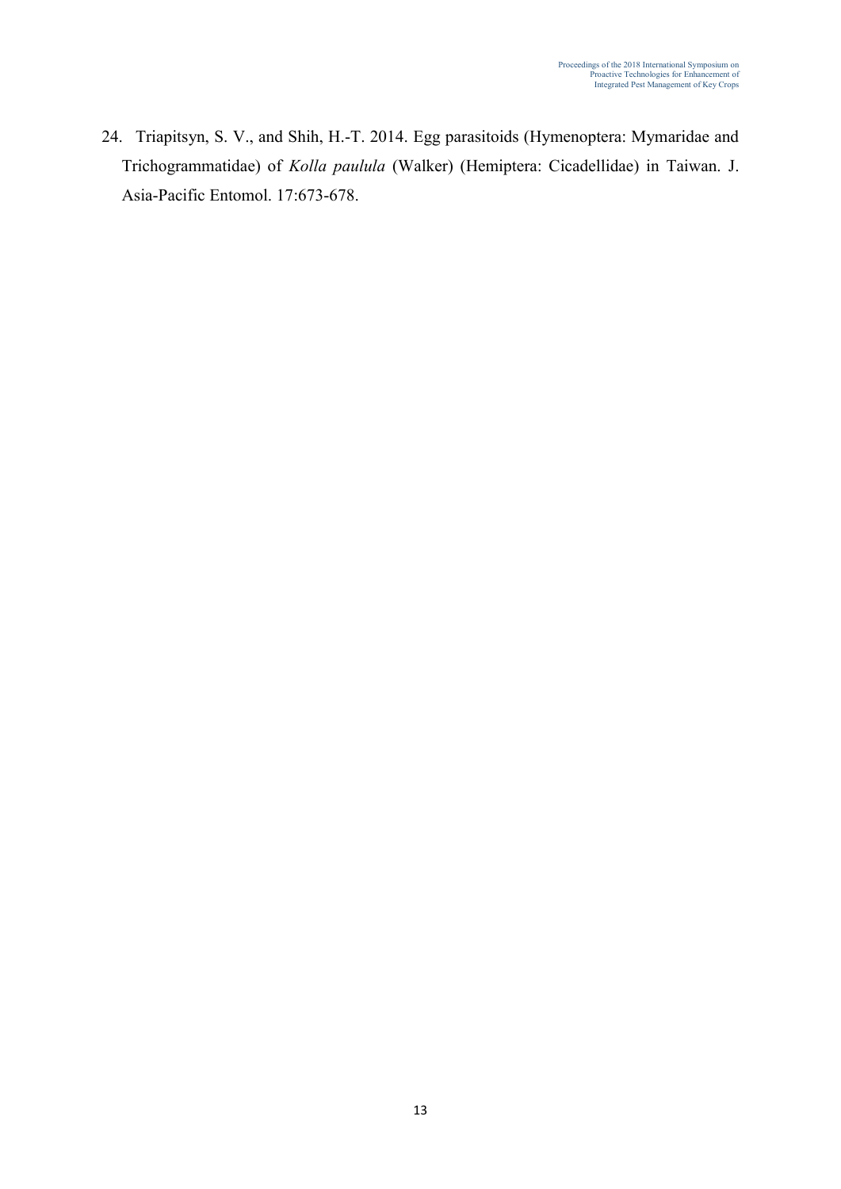24. Triapitsyn, S. V., and Shih, H.-T. 2014. Egg parasitoids (Hymenoptera: Mymaridae and Trichogrammatidae) of *Kolla paulula* (Walker) (Hemiptera: Cicadellidae) in Taiwan. J. Asia-Pacific Entomol. 17:673-678.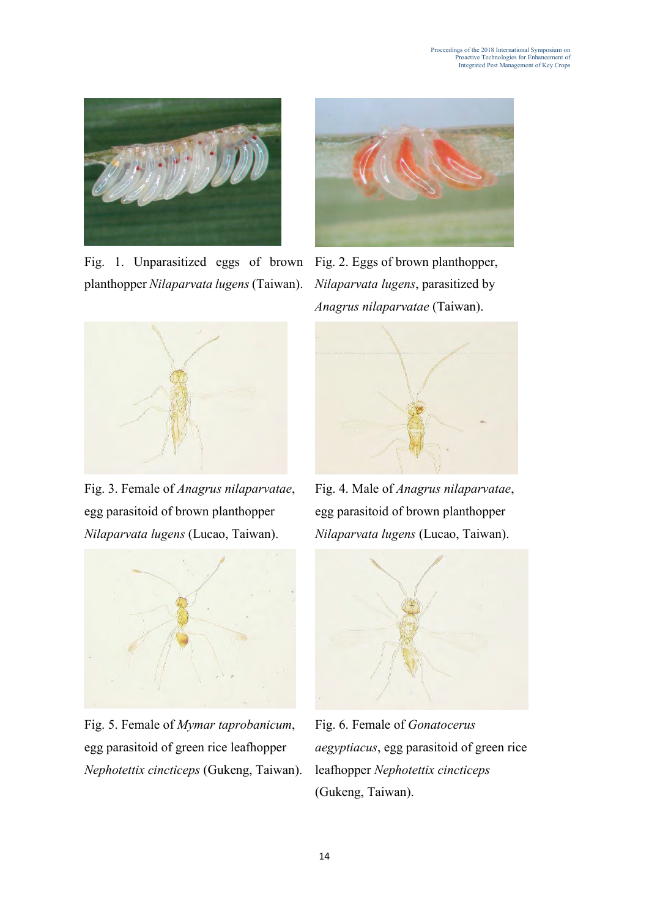Fig. 1. Unparasitized eggs of brown planthopper *Nilaparvata lugens* (Taiwan).

Fig. 2. Eggs of brown planthopper, *Nilaparvata lugens*, parasitized by *Anagrus nilaparvatae* (Taiwan).

Fig. 3. Female of *Anagrus nilaparvatae*, egg parasitoid of brown planthopper *Nilaparvata lugens* (Lucao, Taiwan).

Fig. 4. Male of *Anagrus nilaparvatae*, egg parasitoid of brown planthopper *Nilaparvata lugens* (Lucao, Taiwan).

Fig. 5. Female of *Mymar taprobanicum*, egg parasitoid of green rice leafhopper *Nephotettix cincticeps* (Gukeng, Taiwan).

Fig. 6. Female of *Gonatocerus aegyptiacus*, egg parasitoid of green rice leafhopper *Nephotettix cincticeps* (Gukeng, Taiwan).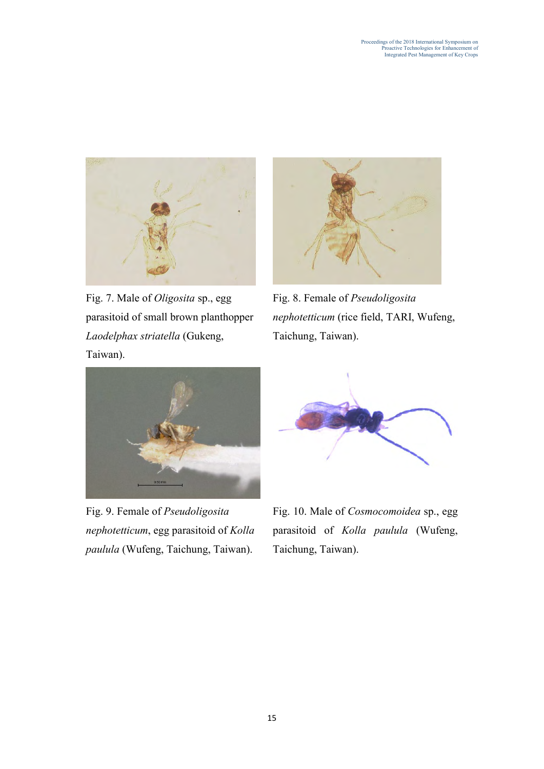Fig. 7. Male of *Oligosita* sp., egg parasitoid of small brown planthopper *Laodelphax striatella* (Gukeng, Taiwan).

Fig. 8. Female of *Pseudoligosita nephotetticum* (rice field, TARI, Wufeng, Taichung, Taiwan).

Fig. 9. Female of *Pseudoligosita nephotetticum*, egg parasitoid of *Kolla paulula* (Wufeng, Taichung, Taiwan).

Fig. 10. Male of *Cosmocomoidea* sp., egg parasitoid of *Kolla paulula* (Wufeng, Taichung, Taiwan).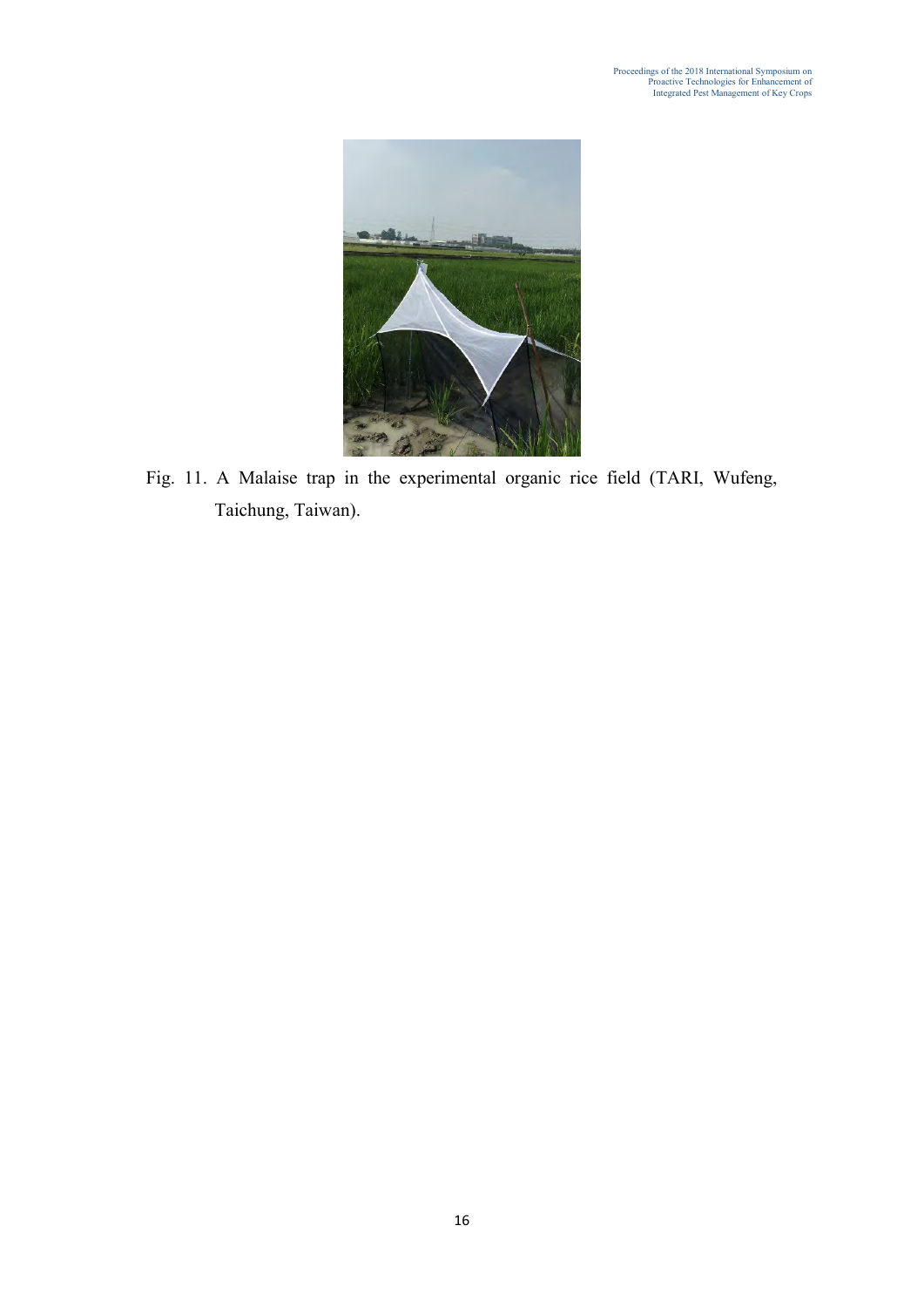Fig. 11. A Malaise trap in the experimental organic rice field (TARI, Wufeng, Taichung, Taiwan).